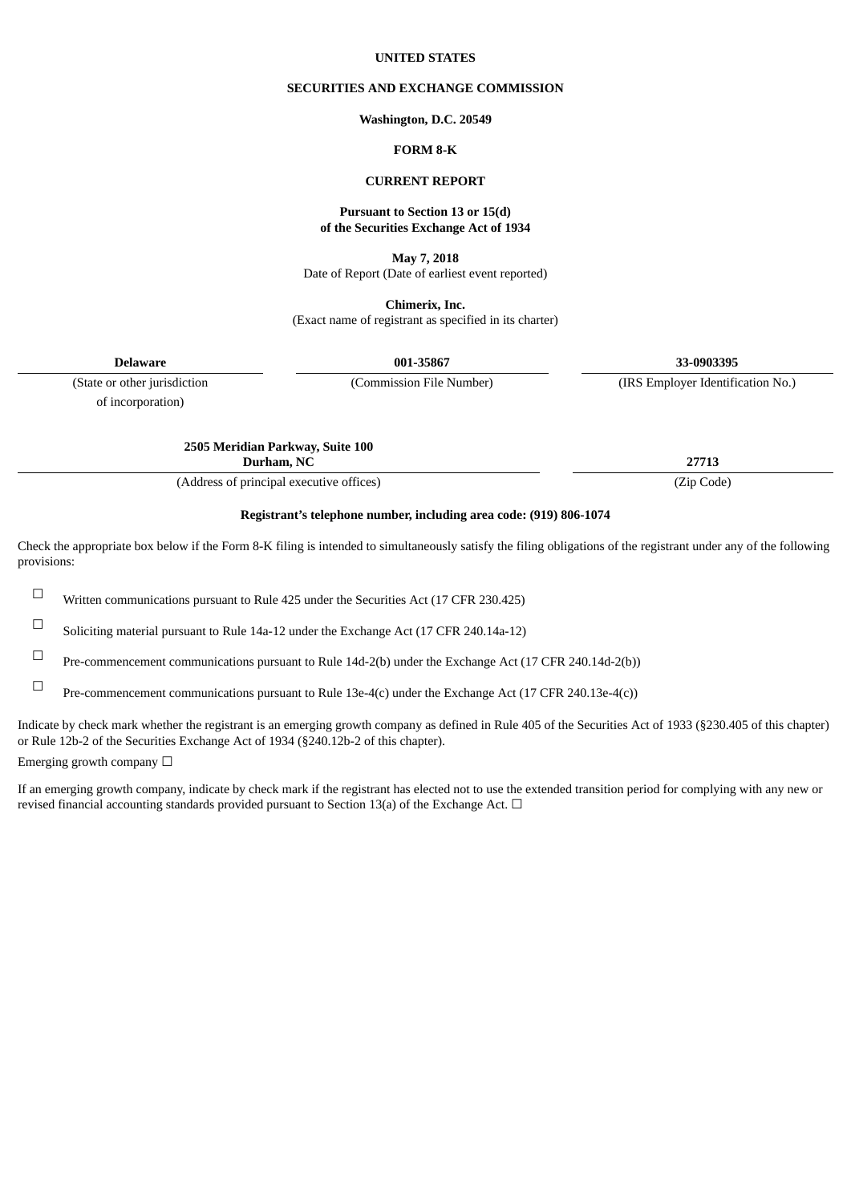**UNITED STATES**

**SECURITIES AND EXCHANGE COMMISSION**

**Washington, D.C. 20549**

**FORM 8-K**

**CURRENT REPORT**

**Pursuant to Section 13 or 15(d)**
**of the Securities Exchange Act of 1934**

**May 7, 2018**
Date of Report (Date of earliest event reported)

**Chimerix, Inc.**
(Exact name of registrant as specified in its charter)

| **Delaware** | **001-35867** | **33-0903395** |
|---|---|---|
| (State or other jurisdiction of incorporation) | (Commission File Number) | (IRS Employer Identification No.) |

| **2505 Meridian Parkway, Suite 100 Durham, NC** | **27713** |
|---|---|
| (Address of principal executive offices) | (Zip Code) |

**Registrant's telephone number, including area code: (919) 806-1074**

Check the appropriate box below if the Form 8-K filing is intended to simultaneously satisfy the filing obligations of the registrant under any of the following provisions:

☐ Written communications pursuant to Rule 425 under the Securities Act (17 CFR 230.425)

☐ Soliciting material pursuant to Rule 14a-12 under the Exchange Act (17 CFR 240.14a-12)

☐ Pre-commencement communications pursuant to Rule 14d-2(b) under the Exchange Act (17 CFR 240.14d-2(b))

☐ Pre-commencement communications pursuant to Rule 13e-4(c) under the Exchange Act (17 CFR 240.13e-4(c))

Indicate by check mark whether the registrant is an emerging growth company as defined in Rule 405 of the Securities Act of 1933 (§230.405 of this chapter) or Rule 12b-2 of the Securities Exchange Act of 1934 (§240.12b-2 of this chapter).

Emerging growth company ☐

If an emerging growth company, indicate by check mark if the registrant has elected not to use the extended transition period for complying with any new or revised financial accounting standards provided pursuant to Section 13(a) of the Exchange Act. ☐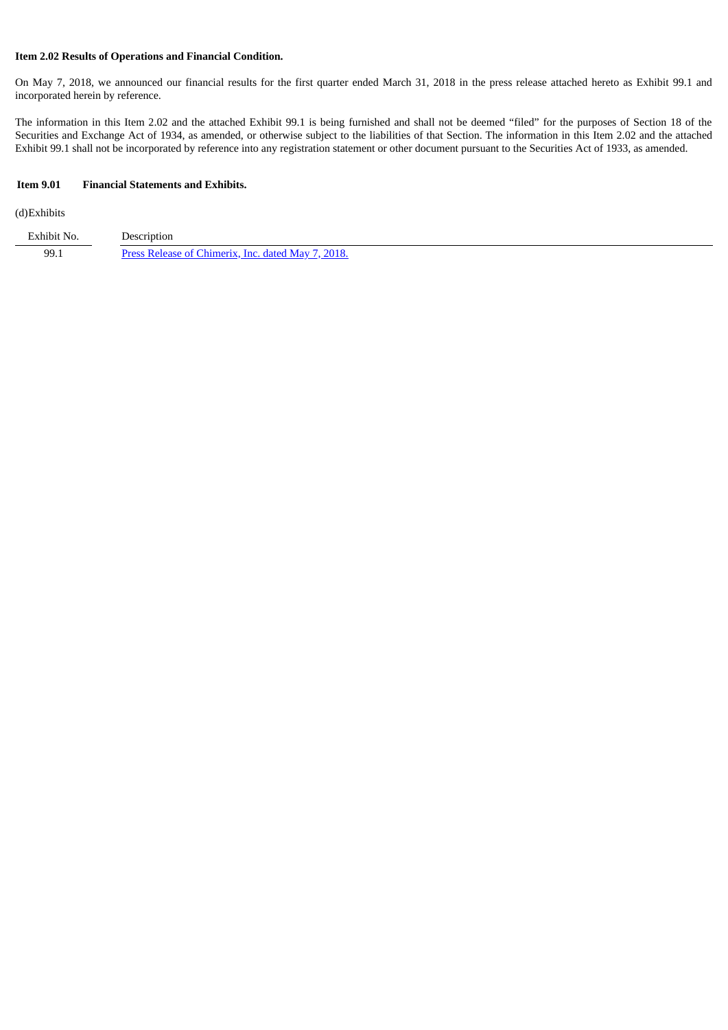**Item 2.02 Results of Operations and Financial Condition.**

On May 7, 2018, we announced our financial results for the first quarter ended March 31, 2018 in the press release attached hereto as Exhibit 99.1 and incorporated herein by reference.

The information in this Item 2.02 and the attached Exhibit 99.1 is being furnished and shall not be deemed "filed" for the purposes of Section 18 of the Securities and Exchange Act of 1934, as amended, or otherwise subject to the liabilities of that Section. The information in this Item 2.02 and the attached Exhibit 99.1 shall not be incorporated by reference into any registration statement or other document pursuant to the Securities Act of 1933, as amended.

**Item 9.01 Financial Statements and Exhibits.**

(d)Exhibits

| Exhibit No. | Description |
|---|---|
| 99.1 | Press Release of Chimerix, Inc. dated May 7, 2018. |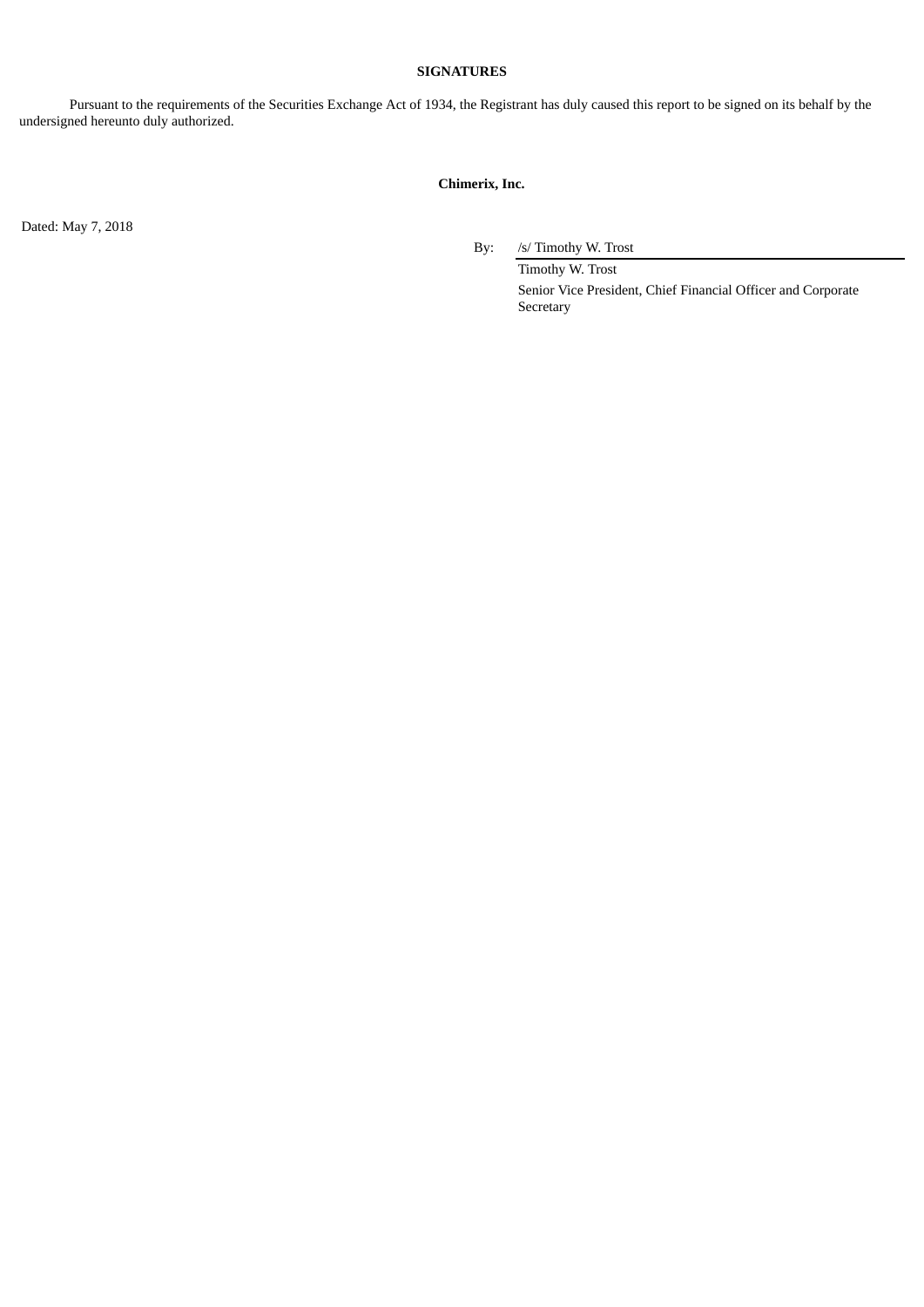**SIGNATURES**

Pursuant to the requirements of the Securities Exchange Act of 1934, the Registrant has duly caused this report to be signed on its behalf by the undersigned hereunto duly authorized.

**Chimerix, Inc.**

Dated: May 7, 2018

By: /s/ Timothy W. Trost

Timothy W. Trost

Senior Vice President, Chief Financial Officer and Corporate Secretary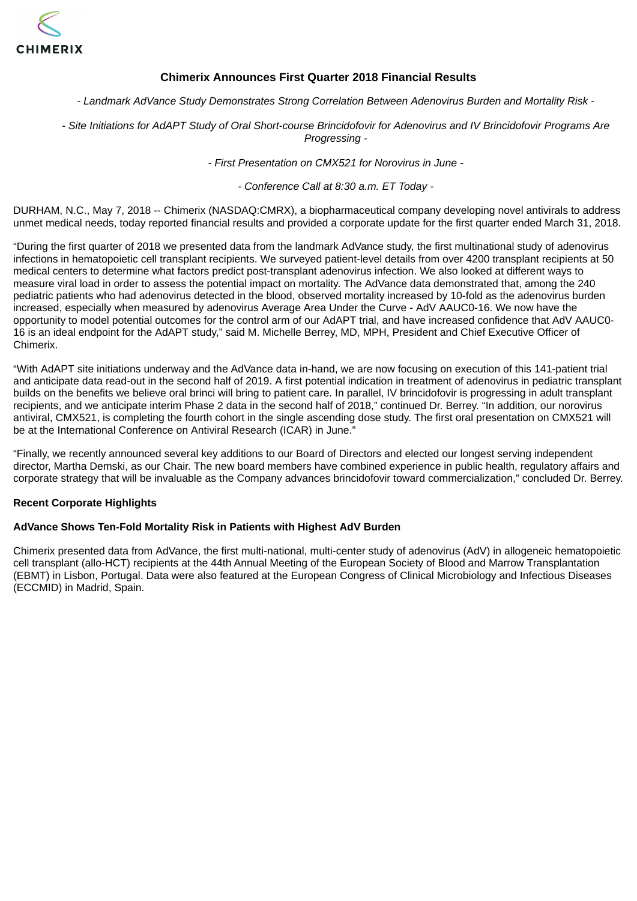CHIMERIX

**Chimerix Announces First Quarter 2018 Financial Results**

*- Landmark AdVance Study Demonstrates Strong Correlation Between Adenovirus Burden and Mortality Risk -*

*- Site Initiations for AdAPT Study of Oral Short-course Brincidofovir for Adenovirus and IV Brincidofovir Programs Are Progressing -*

*- First Presentation on CMX521 for Norovirus in June -*

*- Conference Call at 8:30 a.m. ET Today -*

DURHAM, N.C., May 7, 2018 -- Chimerix (NASDAQ:CMRX), a biopharmaceutical company developing novel antivirals to address unmet medical needs, today reported financial results and provided a corporate update for the first quarter ended March 31, 2018.

"During the first quarter of 2018 we presented data from the landmark AdVance study, the first multinational study of adenovirus infections in hematopoietic cell transplant recipients. We surveyed patient-level details from over 4200 transplant recipients at 50 medical centers to determine what factors predict post-transplant adenovirus infection. We also looked at different ways to measure viral load in order to assess the potential impact on mortality. The AdVance data demonstrated that, among the 240 pediatric patients who had adenovirus detected in the blood, observed mortality increased by 10-fold as the adenovirus burden increased, especially when measured by adenovirus Average Area Under the Curve - AdV AAUC0-16. We now have the opportunity to model potential outcomes for the control arm of our AdAPT trial, and have increased confidence that AdV AAUC0-16 is an ideal endpoint for the AdAPT study," said M. Michelle Berrey, MD, MPH, President and Chief Executive Officer of Chimerix.

"With AdAPT site initiations underway and the AdVance data in-hand, we are now focusing on execution of this 141-patient trial and anticipate data read-out in the second half of 2019. A first potential indication in treatment of adenovirus in pediatric transplant builds on the benefits we believe oral brinci will bring to patient care. In parallel, IV brincidofovir is progressing in adult transplant recipients, and we anticipate interim Phase 2 data in the second half of 2018," continued Dr. Berrey. "In addition, our norovirus antiviral, CMX521, is completing the fourth cohort in the single ascending dose study. The first oral presentation on CMX521 will be at the International Conference on Antiviral Research (ICAR) in June."

"Finally, we recently announced several key additions to our Board of Directors and elected our longest serving independent director, Martha Demski, as our Chair. The new board members have combined experience in public health, regulatory affairs and corporate strategy that will be invaluable as the Company advances brincidofovir toward commercialization," concluded Dr. Berrey.

**Recent Corporate Highlights**

**AdVance Shows Ten-Fold Mortality Risk in Patients with Highest AdV Burden**

Chimerix presented data from AdVance, the first multi-national, multi-center study of adenovirus (AdV) in allogeneic hematopoietic cell transplant (allo-HCT) recipients at the 44th Annual Meeting of the European Society of Blood and Marrow Transplantation (EBMT) in Lisbon, Portugal. Data were also featured at the European Congress of Clinical Microbiology and Infectious Diseases (ECCMID) in Madrid, Spain.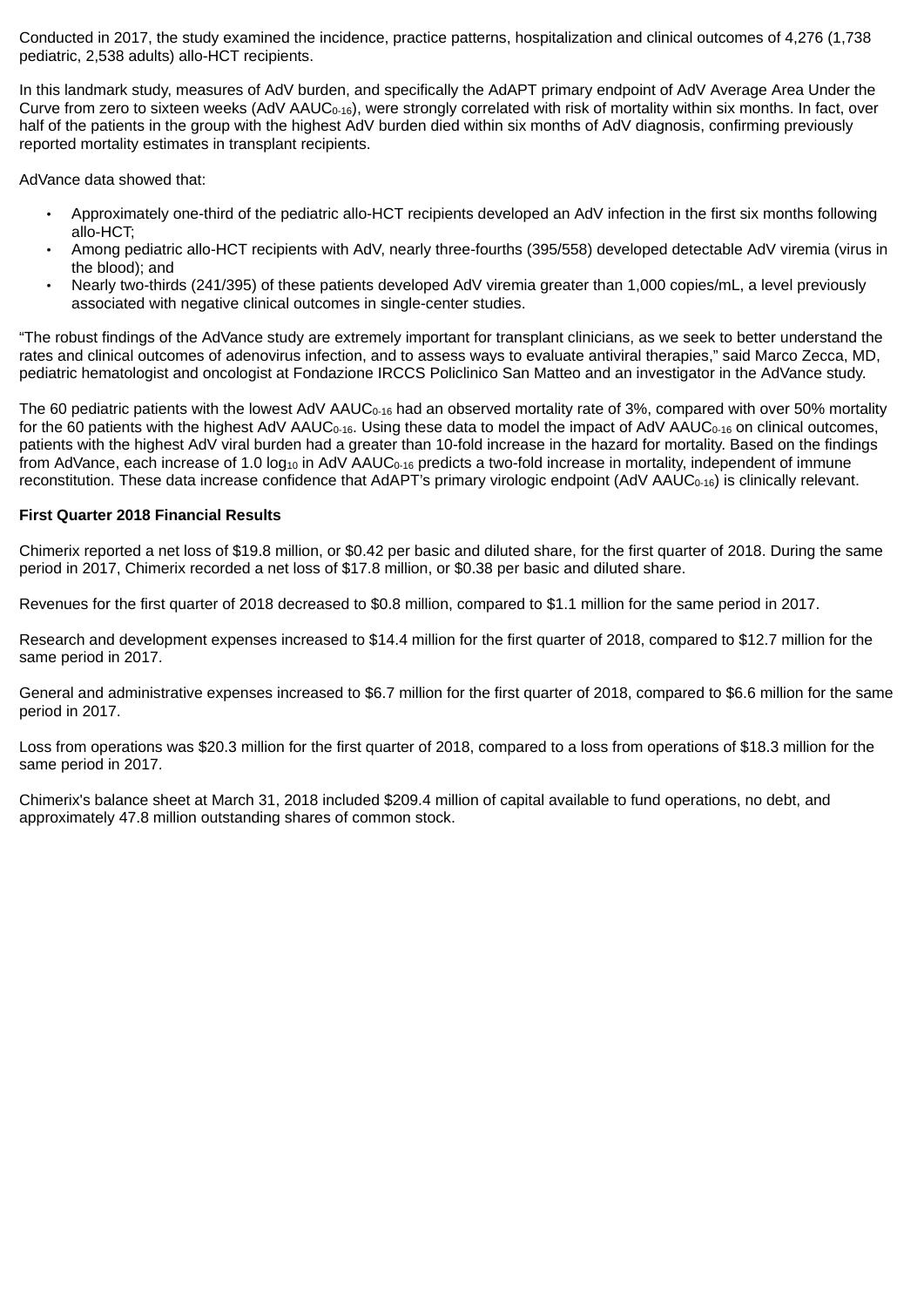Conducted in 2017, the study examined the incidence, practice patterns, hospitalization and clinical outcomes of 4,276 (1,738 pediatric, 2,538 adults) allo-HCT recipients.

In this landmark study, measures of AdV burden, and specifically the AdAPT primary endpoint of AdV Average Area Under the Curve from zero to sixteen weeks (AdV $AAUC_{0\text{-}16}$), were strongly correlated with risk of mortality within six months. In fact, over half of the patients in the group with the highest AdV burden died within six months of AdV diagnosis, confirming previously reported mortality estimates in transplant recipients.

AdVance data showed that:

- Approximately one-third of the pediatric allo-HCT recipients developed an AdV infection in the first six months following allo-HCT;
- Among pediatric allo-HCT recipients with AdV, nearly three-fourths (395/558) developed detectable AdV viremia (virus in the blood); and
- Nearly two-thirds (241/395) of these patients developed AdV viremia greater than 1,000 copies/mL, a level previously associated with negative clinical outcomes in single-center studies.

"The robust findings of the AdVance study are extremely important for transplant clinicians, as we seek to better understand the rates and clinical outcomes of adenovirus infection, and to assess ways to evaluate antiviral therapies," said Marco Zecca, MD, pediatric hematologist and oncologist at Fondazione IRCCS Policlinico San Matteo and an investigator in the AdVance study.

The 60 pediatric patients with the lowest AdV $AAUC_{0\text{-}16}$ had an observed mortality rate of 3%, compared with over 50% mortality for the 60 patients with the highest AdV $AAUC_{0\text{-}16}$. Using these data to model the impact of AdV $AAUC_{0\text{-}16}$ on clinical outcomes, patients with the highest AdV viral burden had a greater than 10-fold increase in the hazard for mortality. Based on the findings from AdVance, each increase of 1.0 $\log_{10}$ in AdV $AAUC_{0\text{-}16}$ predicts a two-fold increase in mortality, independent of immune reconstitution. These data increase confidence that AdAPT's primary virologic endpoint (AdV $AAUC_{0\text{-}16}$) is clinically relevant.

**First Quarter 2018 Financial Results**

Chimerix reported a net loss of $19.8 million, or $0.42 per basic and diluted share, for the first quarter of 2018. During the same period in 2017, Chimerix recorded a net loss of $17.8 million, or $0.38 per basic and diluted share.

Revenues for the first quarter of 2018 decreased to $0.8 million, compared to $1.1 million for the same period in 2017.

Research and development expenses increased to $14.4 million for the first quarter of 2018, compared to $12.7 million for the same period in 2017.

General and administrative expenses increased to $6.7 million for the first quarter of 2018, compared to $6.6 million for the same period in 2017.

Loss from operations was $20.3 million for the first quarter of 2018, compared to a loss from operations of $18.3 million for the same period in 2017.

Chimerix's balance sheet at March 31, 2018 included $209.4 million of capital available to fund operations, no debt, and approximately 47.8 million outstanding shares of common stock.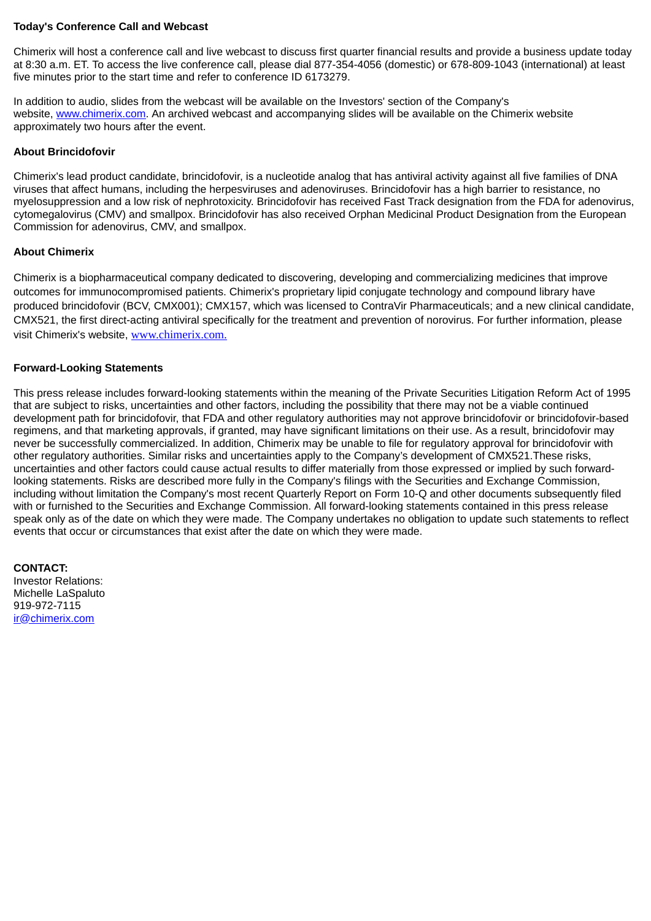**Today's Conference Call and Webcast**

Chimerix will host a conference call and live webcast to discuss first quarter financial results and provide a business update today at 8:30 a.m. ET. To access the live conference call, please dial 877-354-4056 (domestic) or 678-809-1043 (international) at least five minutes prior to the start time and refer to conference ID 6173279.

In addition to audio, slides from the webcast will be available on the Investors' section of the Company's website, www.chimerix.com. An archived webcast and accompanying slides will be available on the Chimerix website approximately two hours after the event.

**About Brincidofovir**

Chimerix's lead product candidate, brincidofovir, is a nucleotide analog that has antiviral activity against all five families of DNA viruses that affect humans, including the herpesviruses and adenoviruses. Brincidofovir has a high barrier to resistance, no myelosuppression and a low risk of nephrotoxicity. Brincidofovir has received Fast Track designation from the FDA for adenovirus, cytomegalovirus (CMV) and smallpox. Brincidofovir has also received Orphan Medicinal Product Designation from the European Commission for adenovirus, CMV, and smallpox.

**About Chimerix**

Chimerix is a biopharmaceutical company dedicated to discovering, developing and commercializing medicines that improve outcomes for immunocompromised patients. Chimerix's proprietary lipid conjugate technology and compound library have produced brincidofovir (BCV, CMX001); CMX157, which was licensed to ContraVir Pharmaceuticals; and a new clinical candidate, CMX521, the first direct-acting antiviral specifically for the treatment and prevention of norovirus. For further information, please visit Chimerix's website, www.chimerix.com.

**Forward-Looking Statements**

This press release includes forward-looking statements within the meaning of the Private Securities Litigation Reform Act of 1995 that are subject to risks, uncertainties and other factors, including the possibility that there may not be a viable continued development path for brincidofovir, that FDA and other regulatory authorities may not approve brincidofovir or brincidofovir-based regimens, and that marketing approvals, if granted, may have significant limitations on their use. As a result, brincidofovir may never be successfully commercialized. In addition, Chimerix may be unable to file for regulatory approval for brincidofovir with other regulatory authorities. Similar risks and uncertainties apply to the Company's development of CMX521.These risks, uncertainties and other factors could cause actual results to differ materially from those expressed or implied by such forward-looking statements. Risks are described more fully in the Company's filings with the Securities and Exchange Commission, including without limitation the Company's most recent Quarterly Report on Form 10-Q and other documents subsequently filed with or furnished to the Securities and Exchange Commission. All forward-looking statements contained in this press release speak only as of the date on which they were made. The Company undertakes no obligation to update such statements to reflect events that occur or circumstances that exist after the date on which they were made.

**CONTACT:**
Investor Relations:
Michelle LaSpaluto
919-972-7115
ir@chimerix.com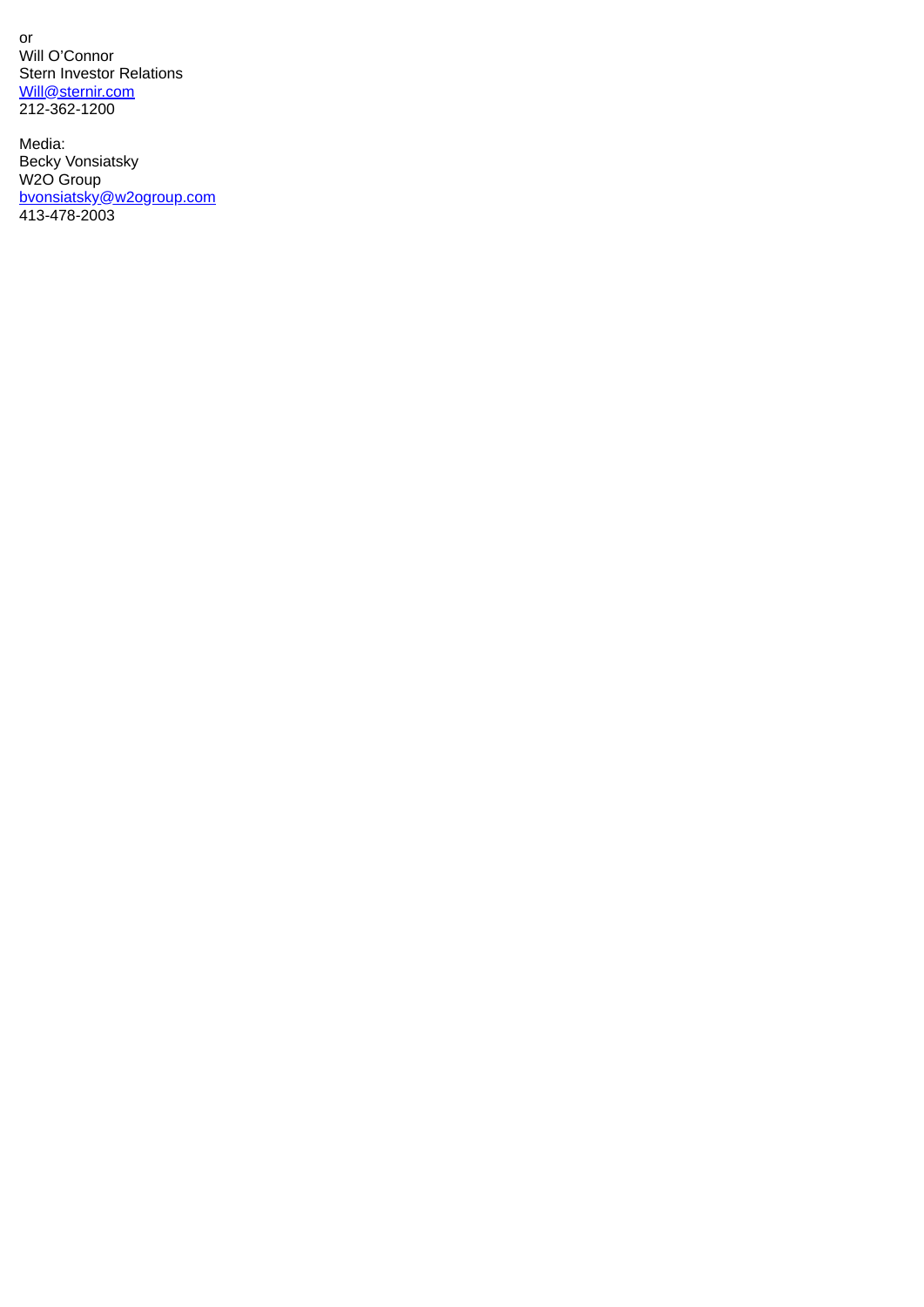or
Will O'Connor
Stern Investor Relations
Will@sternir.com
212-362-1200

Media:
Becky Vonsiatsky
W2O Group
bvonsiatsky@w2ogroup.com
413-478-2003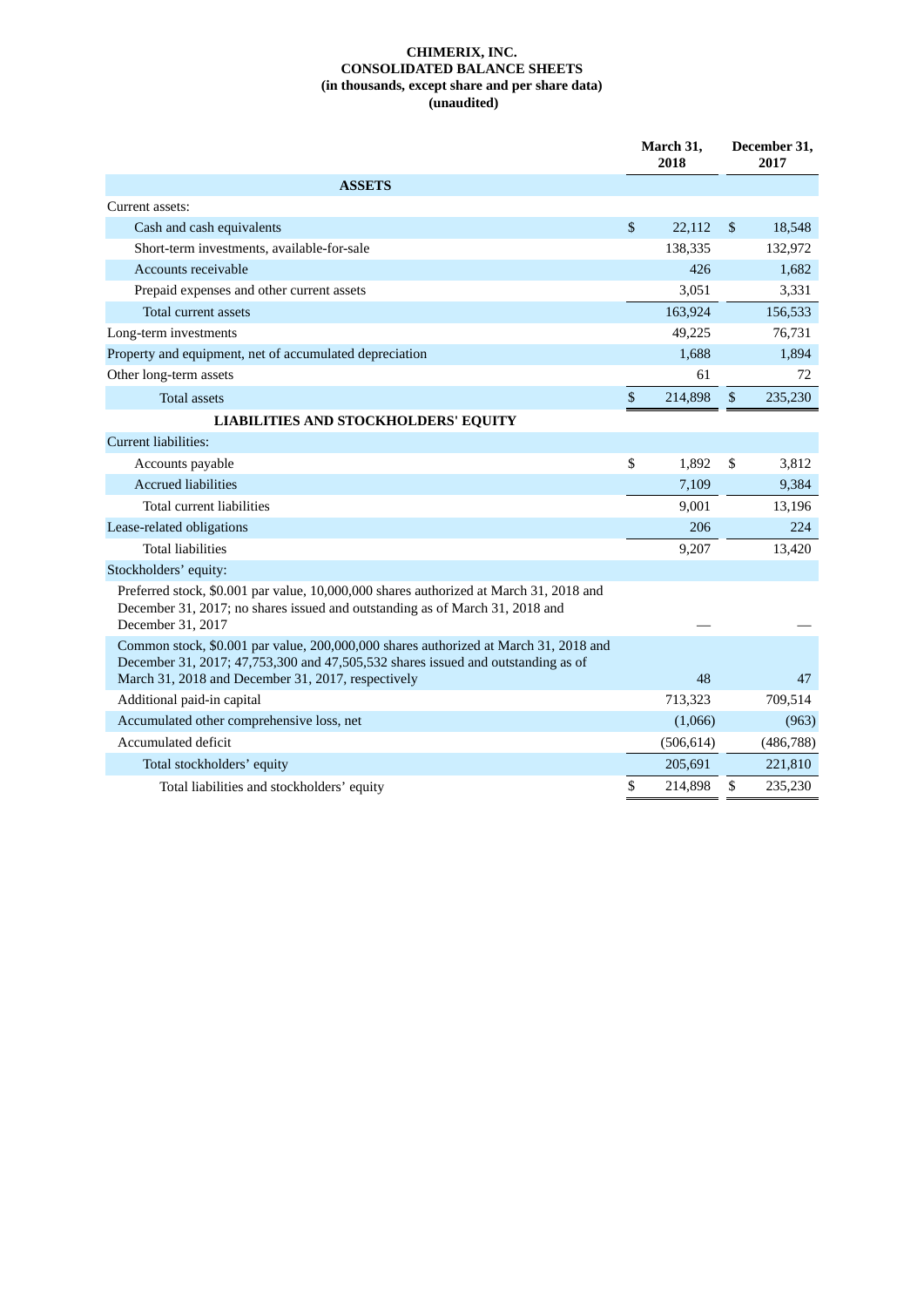**CHIMERIX, INC.**
**CONSOLIDATED BALANCE SHEETS**
**(in thousands, except share and per share data)**
**(unaudited)**

| | March 31, 2018 | December 31, 2017 |
|---|---|---|
| **ASSETS** | | |
| Current assets: | | |
| Cash and cash equivalents | $ 22,112 | $ 18,548 |
| Short-term investments, available-for-sale | 138,335 | 132,972 |
| Accounts receivable | 426 | 1,682 |
| Prepaid expenses and other current assets | 3,051 | 3,331 |
| Total current assets | 163,924 | 156,533 |
| Long-term investments | 49,225 | 76,731 |
| Property and equipment, net of accumulated depreciation | 1,688 | 1,894 |
| Other long-term assets | 61 | 72 |
| Total assets | $ 214,898 | $ 235,230 |
| **LIABILITIES AND STOCKHOLDERS' EQUITY** | | |
| Current liabilities: | | |
| Accounts payable | $ 1,892 | $ 3,812 |
| Accrued liabilities | 7,109 | 9,384 |
| Total current liabilities | 9,001 | 13,196 |
| Lease-related obligations | 206 | 224 |
| Total liabilities | 9,207 | 13,420 |
| Stockholders' equity: | | |
| Preferred stock, $0.001 par value, 10,000,000 shares authorized at March 31, 2018 and December 31, 2017; no shares issued and outstanding as of March 31, 2018 and December 31, 2017 | — | — |
| Common stock, $0.001 par value, 200,000,000 shares authorized at March 31, 2018 and December 31, 2017; 47,753,300 and 47,505,532 shares issued and outstanding as of March 31, 2018 and December 31, 2017, respectively | 48 | 47 |
| Additional paid-in capital | 713,323 | 709,514 |
| Accumulated other comprehensive loss, net | (1,066) | (963) |
| Accumulated deficit | (506,614) | (486,788) |
| Total stockholders' equity | 205,691 | 221,810 |
| Total liabilities and stockholders' equity | $ 214,898 | $ 235,230 |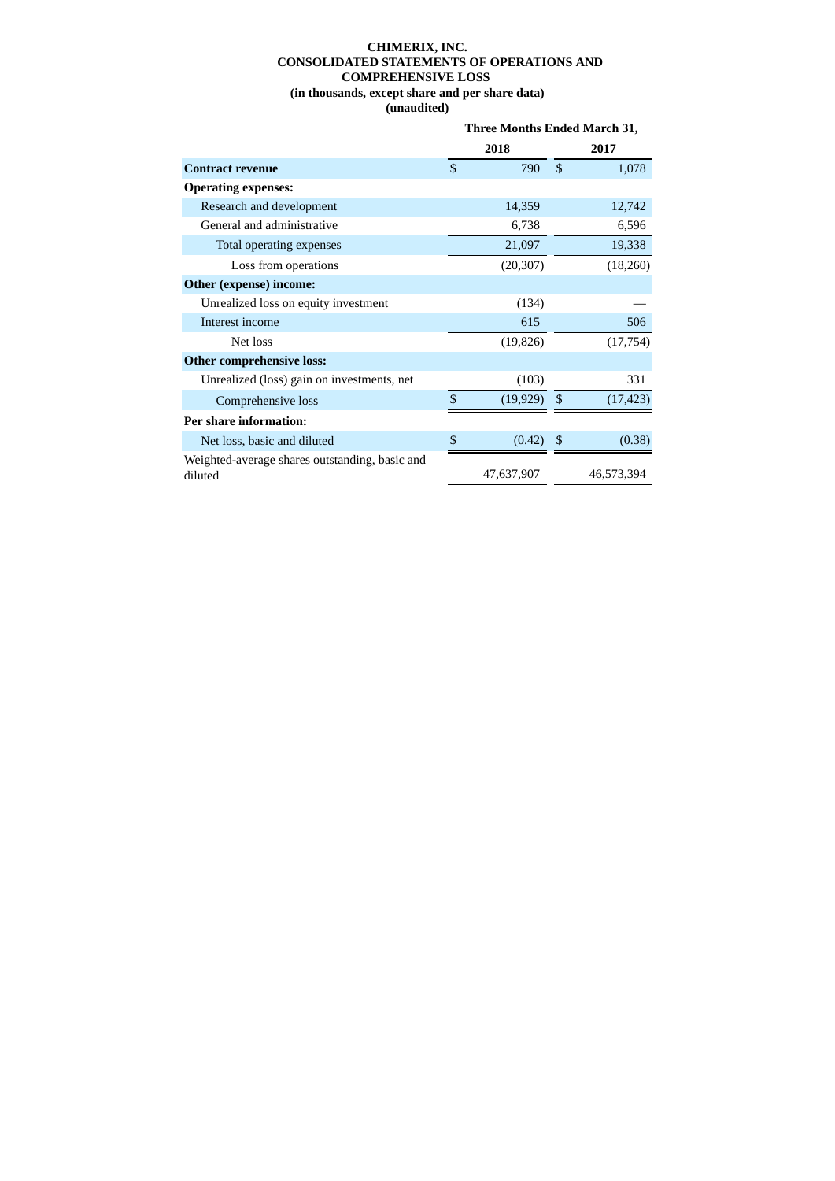**CHIMERIX, INC.**
**CONSOLIDATED STATEMENTS OF OPERATIONS AND COMPREHENSIVE LOSS**
**(in thousands, except share and per share data)**
**(unaudited)**

| | Three Months Ended March 31, | |
|---|---|---|
| | 2018 | 2017 |
| **Contract revenue** | $ 790 | $ 1,078 |
| **Operating expenses:** | | |
| Research and development | 14,359 | 12,742 |
| General and administrative | 6,738 | 6,596 |
| Total operating expenses | 21,097 | 19,338 |
| Loss from operations | (20,307) | (18,260) |
| **Other (expense) income:** | | |
| Unrealized loss on equity investment | (134) | — |
| Interest income | 615 | 506 |
| Net loss | (19,826) | (17,754) |
| **Other comprehensive loss:** | | |
| Unrealized (loss) gain on investments, net | (103) | 331 |
| Comprehensive loss | $ (19,929) | $ (17,423) |
| **Per share information:** | | |
| Net loss, basic and diluted | $ (0.42) | $ (0.38) |
| Weighted-average shares outstanding, basic and diluted | 47,637,907 | 46,573,394 |